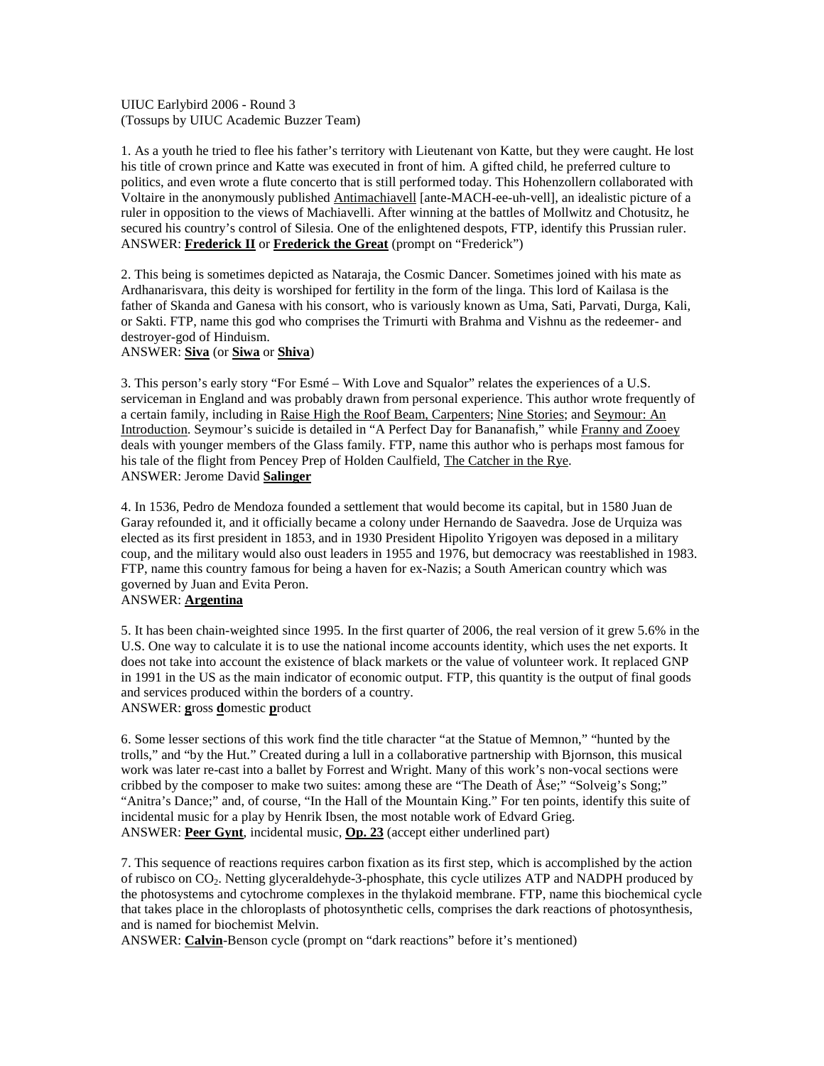UIUC Earlybird 2006 - Round 3
(Tossups by UIUC Academic Buzzer Team)

1. As a youth he tried to flee his father's territory with Lieutenant von Katte, but they were caught. He lost his title of crown prince and Katte was executed in front of him. A gifted child, he preferred culture to politics, and even wrote a flute concerto that is still performed today. This Hohenzollern collaborated with Voltaire in the anonymously published Antimachiavell [ante-MACH-ee-uh-vell], an idealistic picture of a ruler in opposition to the views of Machiavelli. After winning at the battles of Mollwitz and Chotusitz, he secured his country's control of Silesia. One of the enlightened despots, FTP, identify this Prussian ruler.
ANSWER: **Frederick II** or **Frederick the Great** (prompt on "Frederick")

2. This being is sometimes depicted as Nataraja, the Cosmic Dancer. Sometimes joined with his mate as Ardhanarisvara, this deity is worshiped for fertility in the form of the linga. This lord of Kailasa is the father of Skanda and Ganesa with his consort, who is variously known as Uma, Sati, Parvati, Durga, Kali, or Sakti. FTP, name this god who comprises the Trimurti with Brahma and Vishnu as the redeemer- and destroyer-god of Hinduism.
ANSWER: **Siva** (or **Siwa** or **Shiva**)

3. This person's early story "For Esmé – With Love and Squalor" relates the experiences of a U.S. serviceman in England and was probably drawn from personal experience. This author wrote frequently of a certain family, including in Raise High the Roof Beam, Carpenters; Nine Stories; and Seymour: An Introduction. Seymour's suicide is detailed in "A Perfect Day for Bananafish," while Franny and Zooey deals with younger members of the Glass family. FTP, name this author who is perhaps most famous for his tale of the flight from Pencey Prep of Holden Caulfield, The Catcher in the Rye.
ANSWER: Jerome David **Salinger**

4. In 1536, Pedro de Mendoza founded a settlement that would become its capital, but in 1580 Juan de Garay refounded it, and it officially became a colony under Hernando de Saavedra. Jose de Urquiza was elected as its first president in 1853, and in 1930 President Hipolito Yrigoyen was deposed in a military coup, and the military would also oust leaders in 1955 and 1976, but democracy was reestablished in 1983. FTP, name this country famous for being a haven for ex-Nazis; a South American country which was governed by Juan and Evita Peron.
ANSWER: **Argentina**

5. It has been chain-weighted since 1995. In the first quarter of 2006, the real version of it grew 5.6% in the U.S. One way to calculate it is to use the national income accounts identity, which uses the net exports. It does not take into account the existence of black markets or the value of volunteer work. It replaced GNP in 1991 in the US as the main indicator of economic output. FTP, this quantity is the output of final goods and services produced within the borders of a country.
ANSWER: **g**ross **d**omestic **p**roduct

6. Some lesser sections of this work find the title character "at the Statue of Memnon," "hunted by the trolls," and "by the Hut." Created during a lull in a collaborative partnership with Bjornson, this musical work was later re-cast into a ballet by Forrest and Wright. Many of this work's non-vocal sections were cribbed by the composer to make two suites: among these are "The Death of Åse;" "Solveig's Song;" "Anitra's Dance;" and, of course, "In the Hall of the Mountain King." For ten points, identify this suite of incidental music for a play by Henrik Ibsen, the most notable work of Edvard Grieg.
ANSWER: **Peer Gynt**, incidental music, **Op. 23** (accept either underlined part)

7. This sequence of reactions requires carbon fixation as its first step, which is accomplished by the action of rubisco on $CO_2$. Netting glyceraldehyde-3-phosphate, this cycle utilizes ATP and NADPH produced by the photosystems and cytochrome complexes in the thylakoid membrane. FTP, name this biochemical cycle that takes place in the chloroplasts of photosynthetic cells, comprises the dark reactions of photosynthesis, and is named for biochemist Melvin.
ANSWER: **Calvin**-Benson cycle (prompt on "dark reactions" before it's mentioned)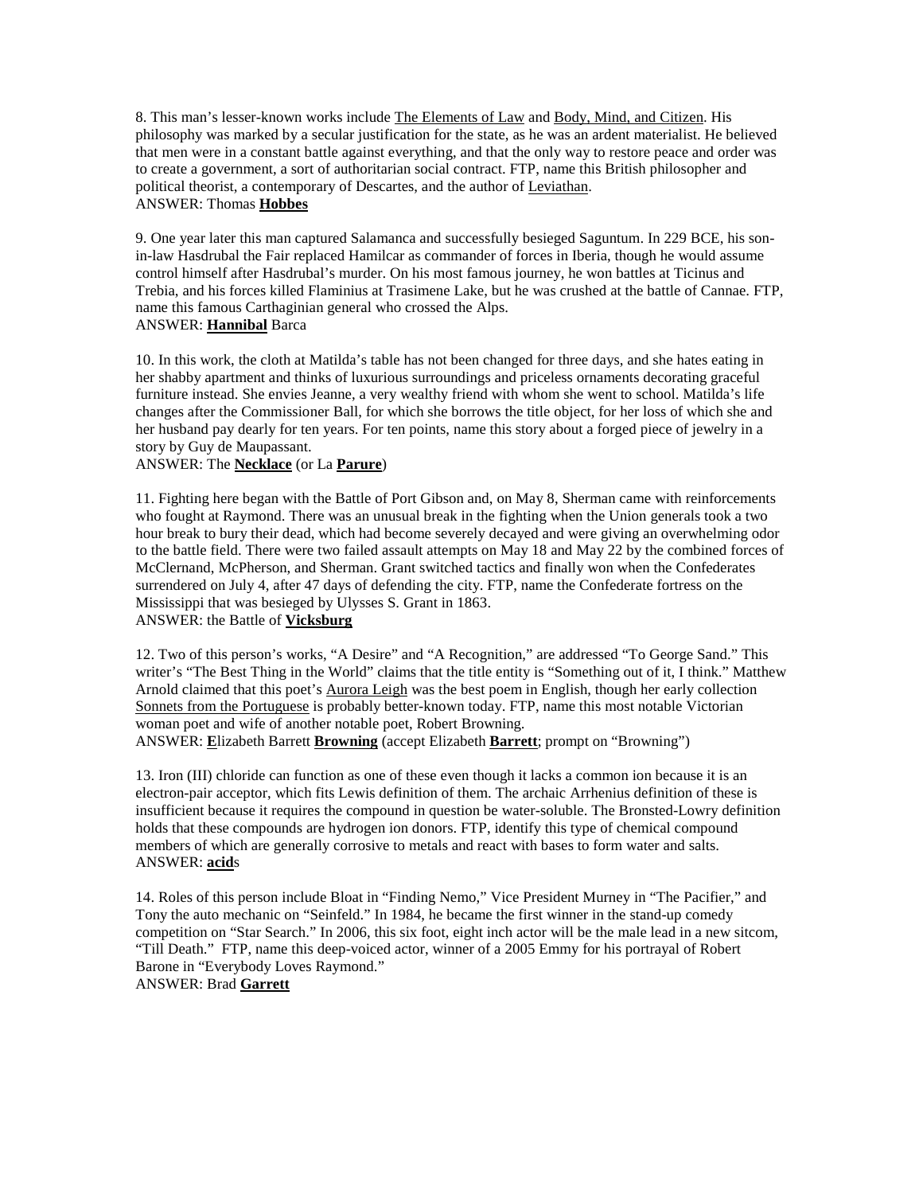8. This man's lesser-known works include The Elements of Law and Body, Mind, and Citizen. His philosophy was marked by a secular justification for the state, as he was an ardent materialist. He believed that men were in a constant battle against everything, and that the only way to restore peace and order was to create a government, a sort of authoritarian social contract. FTP, name this British philosopher and political theorist, a contemporary of Descartes, and the author of Leviathan.
ANSWER: Thomas **Hobbes**

9. One year later this man captured Salamanca and successfully besieged Saguntum. In 229 BCE, his son-in-law Hasdrubal the Fair replaced Hamilcar as commander of forces in Iberia, though he would assume control himself after Hasdrubal's murder. On his most famous journey, he won battles at Ticinus and Trebia, and his forces killed Flaminius at Trasimene Lake, but he was crushed at the battle of Cannae. FTP, name this famous Carthaginian general who crossed the Alps.
ANSWER: **Hannibal** Barca

10. In this work, the cloth at Matilda's table has not been changed for three days, and she hates eating in her shabby apartment and thinks of luxurious surroundings and priceless ornaments decorating graceful furniture instead. She envies Jeanne, a very wealthy friend with whom she went to school. Matilda's life changes after the Commissioner Ball, for which she borrows the title object, for her loss of which she and her husband pay dearly for ten years. For ten points, name this story about a forged piece of jewelry in a story by Guy de Maupassant.
ANSWER: The **Necklace** (or La **Parure**)

11. Fighting here began with the Battle of Port Gibson and, on May 8, Sherman came with reinforcements who fought at Raymond. There was an unusual break in the fighting when the Union generals took a two hour break to bury their dead, which had become severely decayed and were giving an overwhelming odor to the battle field. There were two failed assault attempts on May 18 and May 22 by the combined forces of McClernand, McPherson, and Sherman. Grant switched tactics and finally won when the Confederates surrendered on July 4, after 47 days of defending the city. FTP, name the Confederate fortress on the Mississippi that was besieged by Ulysses S. Grant in 1863.
ANSWER: the Battle of **Vicksburg**

12. Two of this person's works, "A Desire" and "A Recognition," are addressed "To George Sand." This writer's "The Best Thing in the World" claims that the title entity is "Something out of it, I think." Matthew Arnold claimed that this poet's Aurora Leigh was the best poem in English, though her early collection Sonnets from the Portuguese is probably better-known today. FTP, name this most notable Victorian woman poet and wife of another notable poet, Robert Browning.
ANSWER: **E**lizabeth Barrett **Browning** (accept Elizabeth **Barrett**; prompt on "Browning")

13. Iron (III) chloride can function as one of these even though it lacks a common ion because it is an electron-pair acceptor, which fits Lewis definition of them. The archaic Arrhenius definition of these is insufficient because it requires the compound in question be water-soluble. The Bronsted-Lowry definition holds that these compounds are hydrogen ion donors. FTP, identify this type of chemical compound members of which are generally corrosive to metals and react with bases to form water and salts.
ANSWER: **acid**s

14. Roles of this person include Bloat in "Finding Nemo," Vice President Murney in "The Pacifier," and Tony the auto mechanic on "Seinfeld." In 1984, he became the first winner in the stand-up comedy competition on "Star Search." In 2006, this six foot, eight inch actor will be the male lead in a new sitcom, "Till Death." FTP, name this deep-voiced actor, winner of a 2005 Emmy for his portrayal of Robert Barone in "Everybody Loves Raymond."
ANSWER: Brad **Garrett**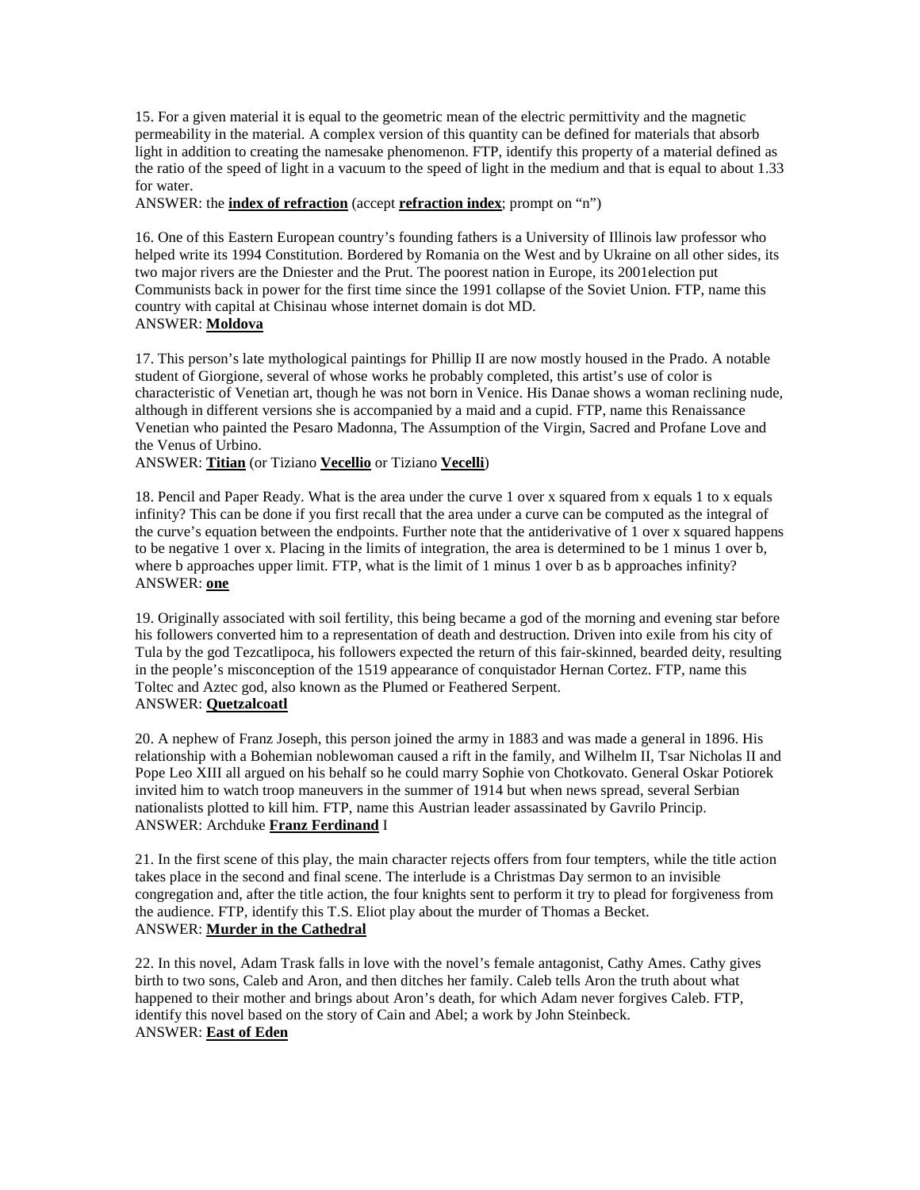15. For a given material it is equal to the geometric mean of the electric permittivity and the magnetic permeability in the material. A complex version of this quantity can be defined for materials that absorb light in addition to creating the namesake phenomenon. FTP, identify this property of a material defined as the ratio of the speed of light in a vacuum to the speed of light in the medium and that is equal to about 1.33 for water.

ANSWER: the **index of refraction** (accept **refraction index**; prompt on "n")

16. One of this Eastern European country's founding fathers is a University of Illinois law professor who helped write its 1994 Constitution. Bordered by Romania on the West and by Ukraine on all other sides, its two major rivers are the Dniester and the Prut. The poorest nation in Europe, its 2001election put Communists back in power for the first time since the 1991 collapse of the Soviet Union. FTP, name this country with capital at Chisinau whose internet domain is dot MD.

ANSWER: **Moldova**

17. This person's late mythological paintings for Phillip II are now mostly housed in the Prado. A notable student of Giorgione, several of whose works he probably completed, this artist's use of color is characteristic of Venetian art, though he was not born in Venice. His Danae shows a woman reclining nude, although in different versions she is accompanied by a maid and a cupid. FTP, name this Renaissance Venetian who painted the Pesaro Madonna, The Assumption of the Virgin, Sacred and Profane Love and the Venus of Urbino.

ANSWER: **Titian** (or Tiziano **Vecellio** or Tiziano **Vecelli**)

18. Pencil and Paper Ready. What is the area under the curve 1 over x squared from x equals 1 to x equals infinity? This can be done if you first recall that the area under a curve can be computed as the integral of the curve's equation between the endpoints. Further note that the antiderivative of 1 over x squared happens to be negative 1 over x. Placing in the limits of integration, the area is determined to be 1 minus 1 over b, where b approaches upper limit. FTP, what is the limit of 1 minus 1 over b as b approaches infinity?

ANSWER: **one**

19. Originally associated with soil fertility, this being became a god of the morning and evening star before his followers converted him to a representation of death and destruction. Driven into exile from his city of Tula by the god Tezcatlipoca, his followers expected the return of this fair-skinned, bearded deity, resulting in the people's misconception of the 1519 appearance of conquistador Hernan Cortez. FTP, name this Toltec and Aztec god, also known as the Plumed or Feathered Serpent.

ANSWER: **Quetzalcoatl**

20. A nephew of Franz Joseph, this person joined the army in 1883 and was made a general in 1896. His relationship with a Bohemian noblewoman caused a rift in the family, and Wilhelm II, Tsar Nicholas II and Pope Leo XIII all argued on his behalf so he could marry Sophie von Chotkovato. General Oskar Potiorek invited him to watch troop maneuvers in the summer of 1914 but when news spread, several Serbian nationalists plotted to kill him. FTP, name this Austrian leader assassinated by Gavrilo Princip.

ANSWER: Archduke **Franz Ferdinand** I

21. In the first scene of this play, the main character rejects offers from four tempters, while the title action takes place in the second and final scene. The interlude is a Christmas Day sermon to an invisible congregation and, after the title action, the four knights sent to perform it try to plead for forgiveness from the audience. FTP, identify this T.S. Eliot play about the murder of Thomas a Becket.

ANSWER: **Murder in the Cathedral**

22. In this novel, Adam Trask falls in love with the novel's female antagonist, Cathy Ames. Cathy gives birth to two sons, Caleb and Aron, and then ditches her family. Caleb tells Aron the truth about what happened to their mother and brings about Aron's death, for which Adam never forgives Caleb. FTP, identify this novel based on the story of Cain and Abel; a work by John Steinbeck.

ANSWER: **East of Eden**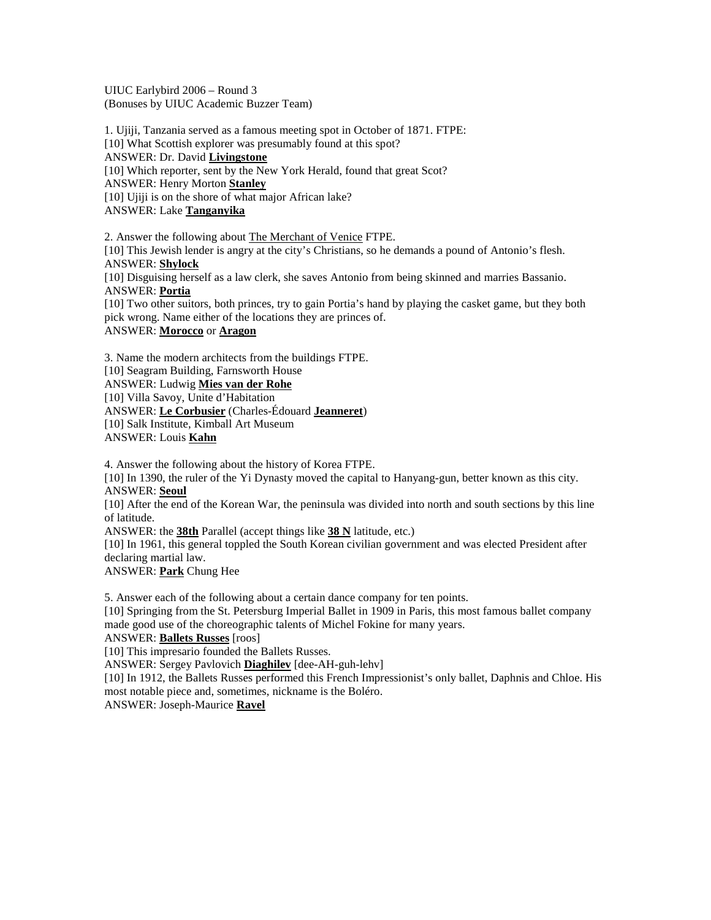UIUC Earlybird 2006 – Round 3
(Bonuses by UIUC Academic Buzzer Team)

1. Ujiji, Tanzania served as a famous meeting spot in October of 1871. FTPE:
[10] What Scottish explorer was presumably found at this spot?
ANSWER: Dr. David **Livingstone**
[10] Which reporter, sent by the New York Herald, found that great Scot?
ANSWER: Henry Morton **Stanley**
[10] Ujiji is on the shore of what major African lake?
ANSWER: Lake **Tanganyika**

2. Answer the following about The Merchant of Venice FTPE.
[10] This Jewish lender is angry at the city's Christians, so he demands a pound of Antonio's flesh.
ANSWER: **Shylock**
[10] Disguising herself as a law clerk, she saves Antonio from being skinned and marries Bassanio.
ANSWER: **Portia**
[10] Two other suitors, both princes, try to gain Portia's hand by playing the casket game, but they both pick wrong. Name either of the locations they are princes of.
ANSWER: **Morocco** or **Aragon**

3. Name the modern architects from the buildings FTPE.
[10] Seagram Building, Farnsworth House
ANSWER: Ludwig **Mies van der Rohe**
[10] Villa Savoy, Unite d'Habitation
ANSWER: **Le Corbusier** (Charles-Édouard **Jeanneret**)
[10] Salk Institute, Kimball Art Museum
ANSWER: Louis **Kahn**

4. Answer the following about the history of Korea FTPE.
[10] In 1390, the ruler of the Yi Dynasty moved the capital to Hanyang-gun, better known as this city.
ANSWER: **Seoul**
[10] After the end of the Korean War, the peninsula was divided into north and south sections by this line of latitude.
ANSWER: the **38th** Parallel (accept things like **38 N** latitude, etc.)
[10] In 1961, this general toppled the South Korean civilian government and was elected President after declaring martial law.
ANSWER: **Park** Chung Hee

5. Answer each of the following about a certain dance company for ten points.
[10] Springing from the St. Petersburg Imperial Ballet in 1909 in Paris, this most famous ballet company made good use of the choreographic talents of Michel Fokine for many years.
ANSWER: **Ballets Russes** [roos]
[10] This impresario founded the Ballets Russes.
ANSWER: Sergey Pavlovich **Diaghilev** [dee-AH-guh-lehv]
[10] In 1912, the Ballets Russes performed this French Impressionist's only ballet, Daphnis and Chloe. His most notable piece and, sometimes, nickname is the Boléro.
ANSWER: Joseph-Maurice **Ravel**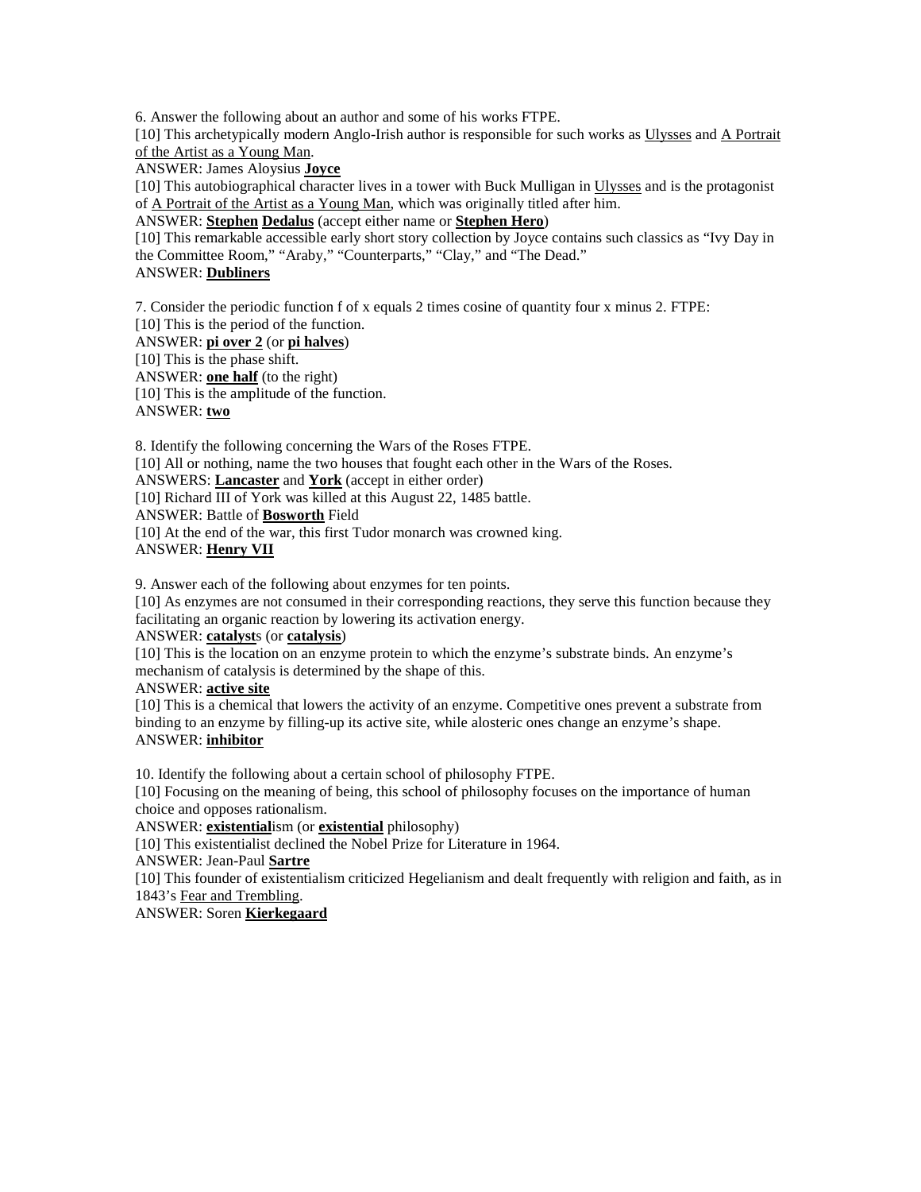6. Answer the following about an author and some of his works FTPE.

[10] This archetypically modern Anglo-Irish author is responsible for such works as Ulysses and A Portrait of the Artist as a Young Man.

ANSWER: James Aloysius **Joyce**

[10] This autobiographical character lives in a tower with Buck Mulligan in Ulysses and is the protagonist of A Portrait of the Artist as a Young Man, which was originally titled after him.

ANSWER: **Stephen** **Dedalus** (accept either name or **Stephen Hero**)

[10] This remarkable accessible early short story collection by Joyce contains such classics as “Ivy Day in the Committee Room,” “Araby,” “Counterparts,” “Clay,” and “The Dead.”

ANSWER: **Dubliners**

7. Consider the periodic function f of x equals 2 times cosine of quantity four x minus 2. FTPE:

[10] This is the period of the function.

ANSWER: **pi over 2** (or **pi halves**)

[10] This is the phase shift.

ANSWER: **one half** (to the right)

[10] This is the amplitude of the function.

ANSWER: **two**

8. Identify the following concerning the Wars of the Roses FTPE.

[10] All or nothing, name the two houses that fought each other in the Wars of the Roses.

ANSWERS: **Lancaster** and **York** (accept in either order)

[10] Richard III of York was killed at this August 22, 1485 battle.

ANSWER: Battle of **Bosworth** Field

[10] At the end of the war, this first Tudor monarch was crowned king.

ANSWER: **Henry VII**

9. Answer each of the following about enzymes for ten points.

[10] As enzymes are not consumed in their corresponding reactions, they serve this function because they facilitating an organic reaction by lowering its activation energy.

ANSWER: **catalyst**s (or **catalysis**)

[10] This is the location on an enzyme protein to which the enzyme’s substrate binds. An enzyme’s mechanism of catalysis is determined by the shape of this.

ANSWER: **active site**

[10] This is a chemical that lowers the activity of an enzyme. Competitive ones prevent a substrate from binding to an enzyme by filling-up its active site, while alosteric ones change an enzyme’s shape.

ANSWER: **inhibitor**

10. Identify the following about a certain school of philosophy FTPE.

[10] Focusing on the meaning of being, this school of philosophy focuses on the importance of human choice and opposes rationalism.

ANSWER: **existential**ism (or **existential** philosophy)

[10] This existentialist declined the Nobel Prize for Literature in 1964.

ANSWER: Jean-Paul **Sartre**

[10] This founder of existentialism criticized Hegelianism and dealt frequently with religion and faith, as in 1843’s Fear and Trembling.

ANSWER: Soren **Kierkegaard**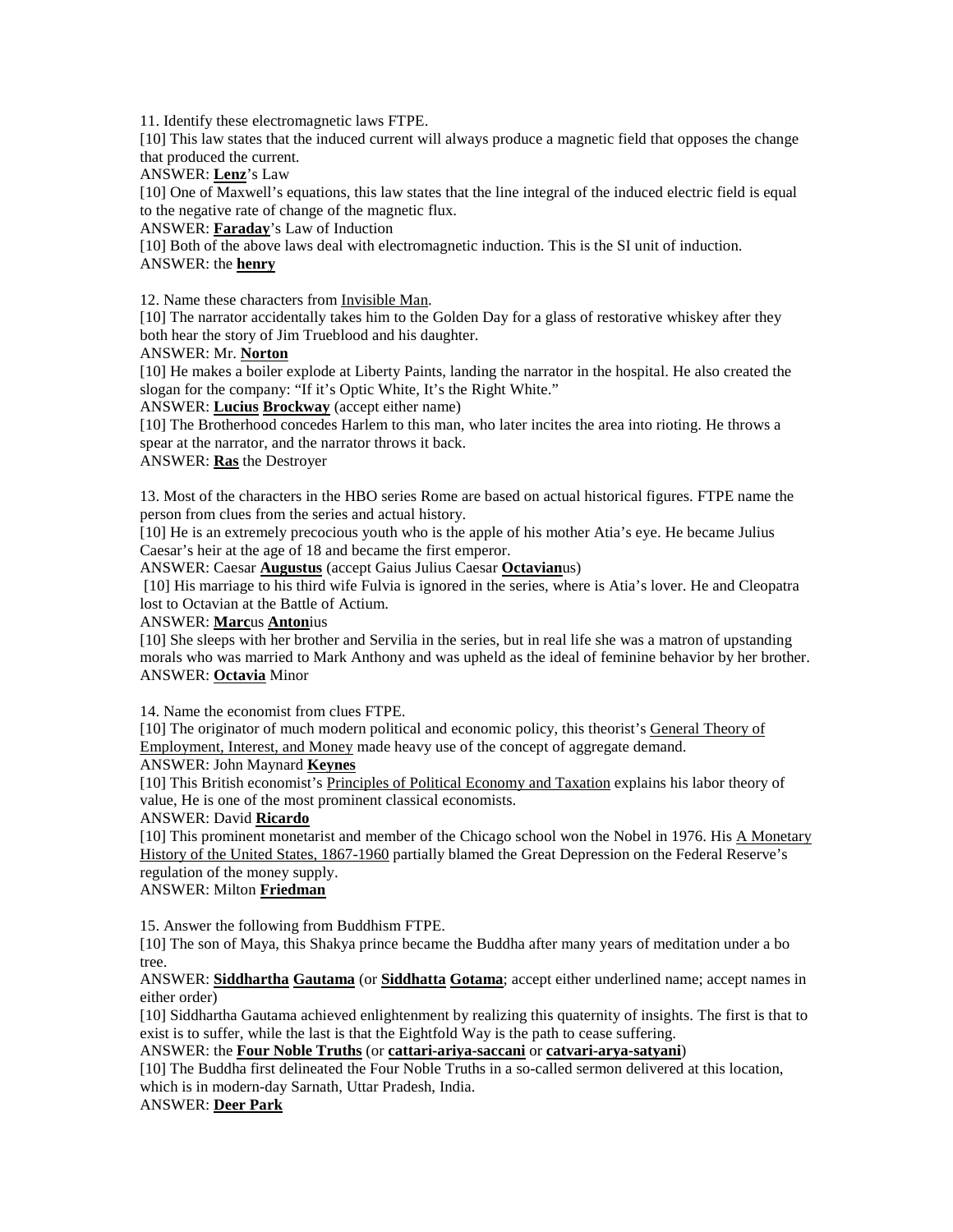11. Identify these electromagnetic laws FTPE.

[10] This law states that the induced current will always produce a magnetic field that opposes the change that produced the current.

ANSWER: **Lenz**'s Law

[10] One of Maxwell's equations, this law states that the line integral of the induced electric field is equal to the negative rate of change of the magnetic flux.

ANSWER: **Faraday**'s Law of Induction

[10] Both of the above laws deal with electromagnetic induction. This is the SI unit of induction.

ANSWER: the **henry**

12. Name these characters from Invisible Man.

[10] The narrator accidentally takes him to the Golden Day for a glass of restorative whiskey after they both hear the story of Jim Trueblood and his daughter.

ANSWER: Mr. **Norton**

[10] He makes a boiler explode at Liberty Paints, landing the narrator in the hospital. He also created the slogan for the company: "If it's Optic White, It's the Right White."

ANSWER: **Lucius** **Brockway** (accept either name)

[10] The Brotherhood concedes Harlem to this man, who later incites the area into rioting. He throws a spear at the narrator, and the narrator throws it back.

ANSWER: **Ras** the Destroyer

13. Most of the characters in the HBO series Rome are based on actual historical figures. FTPE name the person from clues from the series and actual history.

[10] He is an extremely precocious youth who is the apple of his mother Atia's eye. He became Julius Caesar's heir at the age of 18 and became the first emperor.

ANSWER: Caesar **Augustus** (accept Gaius Julius Caesar **Octavian**us)

[10] His marriage to his third wife Fulvia is ignored in the series, where is Atia's lover. He and Cleopatra lost to Octavian at the Battle of Actium.

ANSWER: **Marc**us **Anton**ius

[10] She sleeps with her brother and Servilia in the series, but in real life she was a matron of upstanding morals who was married to Mark Anthony and was upheld as the ideal of feminine behavior by her brother.

ANSWER: **Octavia** Minor

14. Name the economist from clues FTPE.

[10] The originator of much modern political and economic policy, this theorist's General Theory of Employment, Interest, and Money made heavy use of the concept of aggregate demand.

ANSWER: John Maynard **Keynes**

[10] This British economist's Principles of Political Economy and Taxation explains his labor theory of value, He is one of the most prominent classical economists.

ANSWER: David **Ricardo**

[10] This prominent monetarist and member of the Chicago school won the Nobel in 1976. His A Monetary History of the United States, 1867-1960 partially blamed the Great Depression on the Federal Reserve's regulation of the money supply.

ANSWER: Milton **Friedman**

15. Answer the following from Buddhism FTPE.

[10] The son of Maya, this Shakya prince became the Buddha after many years of meditation under a bo tree.

ANSWER: **Siddhartha** **Gautama** (or **Siddhatta** **Gotama**; accept either underlined name; accept names in either order)

[10] Siddhartha Gautama achieved enlightenment by realizing this quaternity of insights. The first is that to exist is to suffer, while the last is that the Eightfold Way is the path to cease suffering.

ANSWER: the **Four Noble Truths** (or **cattari-ariya-saccani** or **catvari-arya-satyani**)

[10] The Buddha first delineated the Four Noble Truths in a so-called sermon delivered at this location, which is in modern-day Sarnath, Uttar Pradesh, India.

ANSWER: **Deer Park**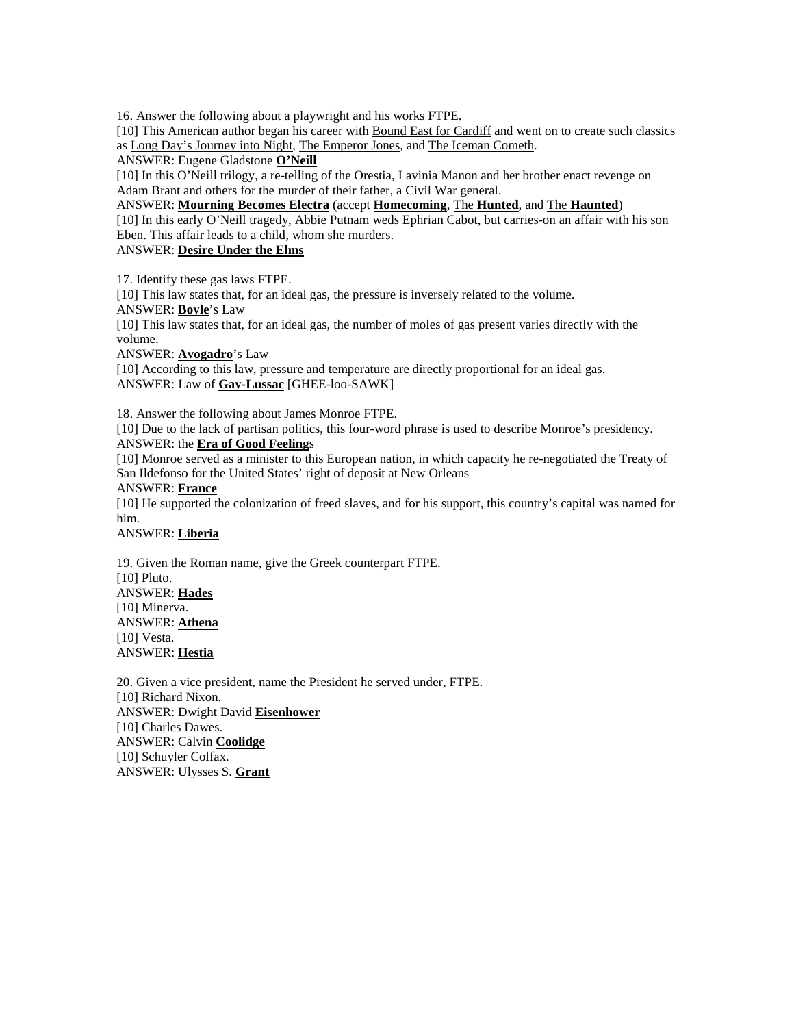16. Answer the following about a playwright and his works FTPE.

[10] This American author began his career with Bound East for Cardiff and went on to create such classics as Long Day's Journey into Night, The Emperor Jones, and The Iceman Cometh.

ANSWER: Eugene Gladstone **O'Neill**

[10] In this O'Neill trilogy, a re-telling of the Orestia, Lavinia Manon and her brother enact revenge on Adam Brant and others for the murder of their father, a Civil War general.

ANSWER: **Mourning Becomes Electra** (accept **Homecoming**, The **Hunted**, and The **Haunted**)

[10] In this early O'Neill tragedy, Abbie Putnam weds Ephrian Cabot, but carries-on an affair with his son Eben. This affair leads to a child, whom she murders.

ANSWER: **Desire Under the Elms**

17. Identify these gas laws FTPE.

[10] This law states that, for an ideal gas, the pressure is inversely related to the volume.

ANSWER: **Boyle**'s Law

[10] This law states that, for an ideal gas, the number of moles of gas present varies directly with the volume.

ANSWER: **Avogadro**'s Law

[10] According to this law, pressure and temperature are directly proportional for an ideal gas.

ANSWER: Law of **Gay-Lussac** [GHEE-loo-SAWK]

18. Answer the following about James Monroe FTPE.

[10] Due to the lack of partisan politics, this four-word phrase is used to describe Monroe's presidency.

ANSWER: the **Era of Good Feeling**s

[10] Monroe served as a minister to this European nation, in which capacity he re-negotiated the Treaty of San Ildefonso for the United States' right of deposit at New Orleans

ANSWER: **France**

[10] He supported the colonization of freed slaves, and for his support, this country's capital was named for him.

ANSWER: **Liberia**

19. Given the Roman name, give the Greek counterpart FTPE.

[10] Pluto.

ANSWER: **Hades**

[10] Minerva.

ANSWER: **Athena**

[10] Vesta.

ANSWER: **Hestia**

20. Given a vice president, name the President he served under, FTPE.

[10] Richard Nixon.

ANSWER: Dwight David **Eisenhower**

[10] Charles Dawes.

ANSWER: Calvin **Coolidge**

[10] Schuyler Colfax.

ANSWER: Ulysses S. **Grant**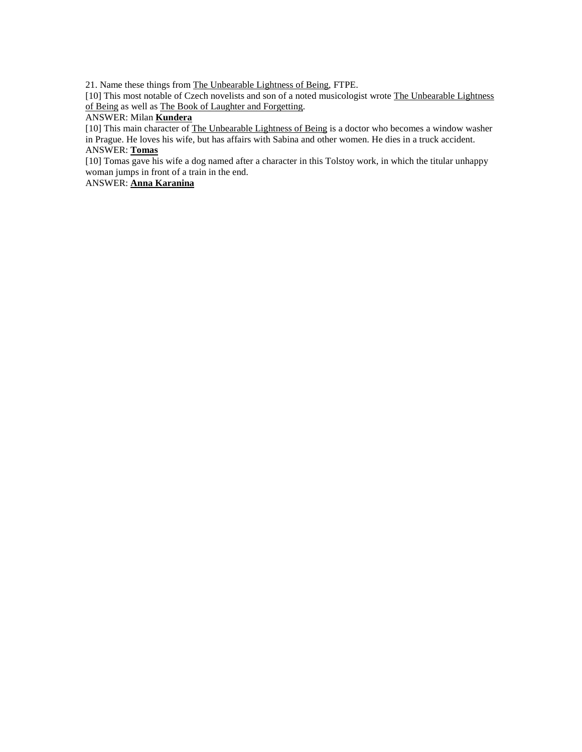21. Name these things from The Unbearable Lightness of Being, FTPE.

[10] This most notable of Czech novelists and son of a noted musicologist wrote The Unbearable Lightness of Being as well as The Book of Laughter and Forgetting.

ANSWER: Milan **Kundera**

[10] This main character of The Unbearable Lightness of Being is a doctor who becomes a window washer in Prague. He loves his wife, but has affairs with Sabina and other women. He dies in a truck accident.

ANSWER: **Tomas**

[10] Tomas gave his wife a dog named after a character in this Tolstoy work, in which the titular unhappy woman jumps in front of a train in the end.

ANSWER: **Anna Karanina**